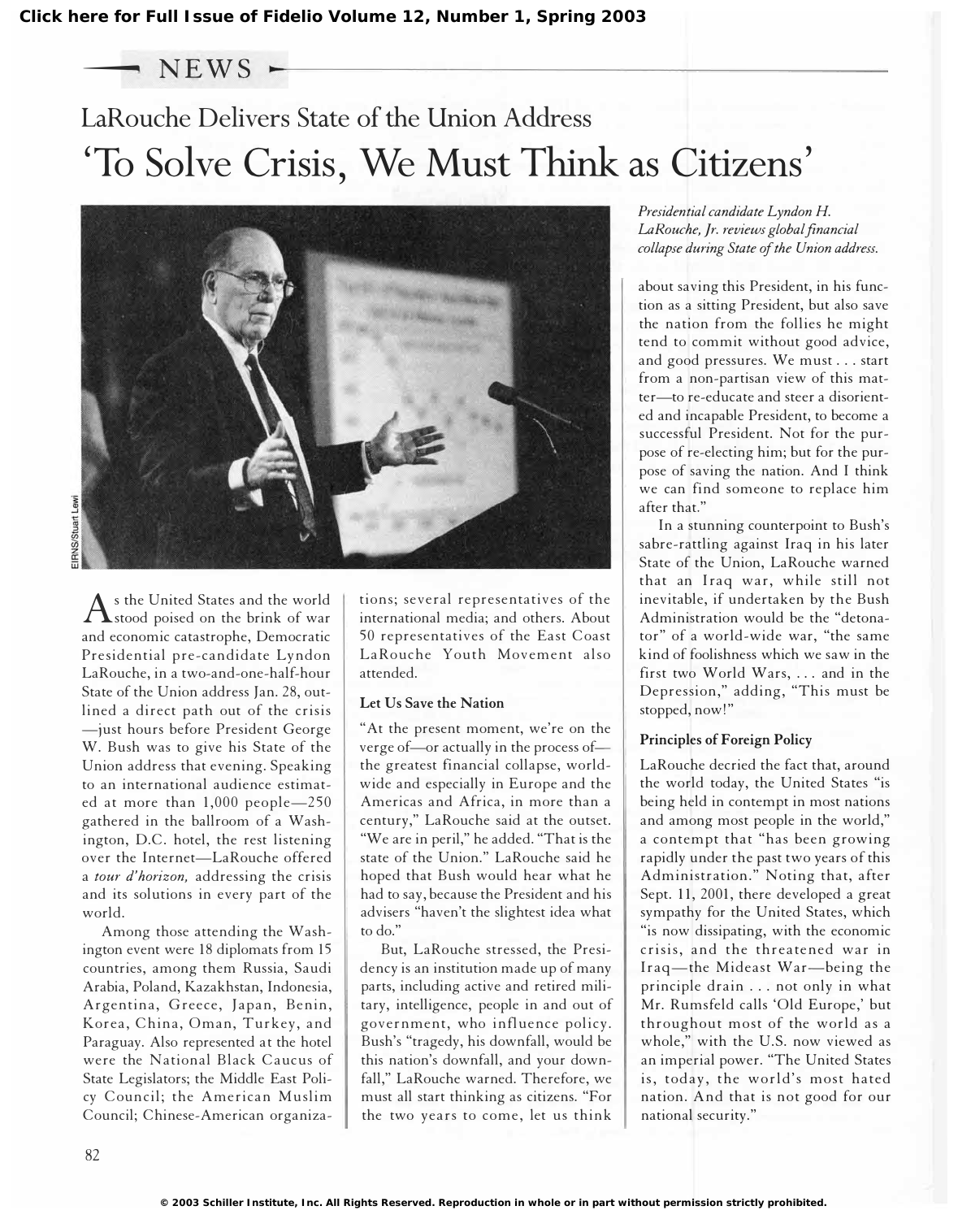Click here for Full Issue of Fidelio Volume 12, Number 1, Spring 2003

NEWS

## LaRouche Delivers State of the Union Address

# 'To Solve Crisis, We Must Think as Citizens'

*Presidential candidate Lyndon H. LaRouche, Jr. reviews global financial collapse during State of the Union address.*

As the United States and the world stood poised on the brink of war and economic catastrophe, Democratic Presidential pre-candidate Lyndon LaRouche, in a two-and-one-half-hour State of the Union address Jan. 28, outlined a direct path out of the crisis—just hours before President George W. Bush was to give his State of the Union address that evening. Speaking to an international audience estimated at more than 1,000 people—250 gathered in the ballroom of a Washington, D.C. hotel, the rest listening over the Internet—LaRouche offered a *tour d'horizon,* addressing the crisis and its solutions in every part of the world.

Among those attending the Washington event were 18 diplomats from 15 countries, among them Russia, Saudi Arabia, Poland, Kazakhstan, Indonesia, Argentina, Greece, Japan, Benin, Korea, China, Oman, Turkey, and Paraguay. Also represented at the hotel were the National Black Caucus of State Legislators; the Middle East Policy Council; the American Muslim Council; Chinese-American organizations; several representatives of the international media; and others. About 50 representatives of the East Coast LaRouche Youth Movement also attended.

### Let Us Save the Nation

"At the present moment, we're on the verge of—or actually in the process of—the greatest financial collapse, worldwide and especially in Europe and the Americas and Africa, in more than a century," LaRouche said at the outset. "We are in peril," he added. "That is the state of the Union." LaRouche said he hoped that Bush would hear what he had to say, because the President and his advisers "haven't the slightest idea what to do."

But, LaRouche stressed, the Presidency is an institution made up of many parts, including active and retired military, intelligence, people in and out of government, who influence policy. Bush's "tragedy, his downfall, would be this nation's downfall, and your downfall," LaRouche warned. Therefore, we must all start thinking as citizens. "For the two years to come, let us think about saving this President, in his function as a sitting President, but also save the nation from the follies he might tend to commit without good advice, and good pressures. We must . . . start from a non-partisan view of this matter—to re-educate and steer a disoriented and incapable President, to become a successful President. Not for the purpose of re-electing him; but for the purpose of saving the nation. And I think we can find someone to replace him after that."

In a stunning counterpoint to Bush's sabre-rattling against Iraq in his later State of the Union, LaRouche warned that an Iraq war, while still not inevitable, if undertaken by the Bush Administration would be the "detonator" of a world-wide war, "the same kind of foolishness which we saw in the first two World Wars, . . . and in the Depression," adding, "This must be stopped, now!"

### Principles of Foreign Policy

LaRouche decried the fact that, around the world today, the United States "is being held in contempt in most nations and among most people in the world," a contempt that "has been growing rapidly under the past two years of this Administration." Noting that, after Sept. 11, 2001, there developed a great sympathy for the United States, which "is now dissipating, with the economic crisis, and the threatened war in Iraq—the Mideast War—being the principle drain . . . not only in what Mr. Rumsfeld calls 'Old Europe,' but throughout most of the world as a whole," with the U.S. now viewed as an imperial power. "The United States is, today, the world's most hated nation. And that is not good for our national security."

© 2003 Schiller Institute, Inc. All Rights Reserved. Reproduction in whole or in part without permission strictly prohibited.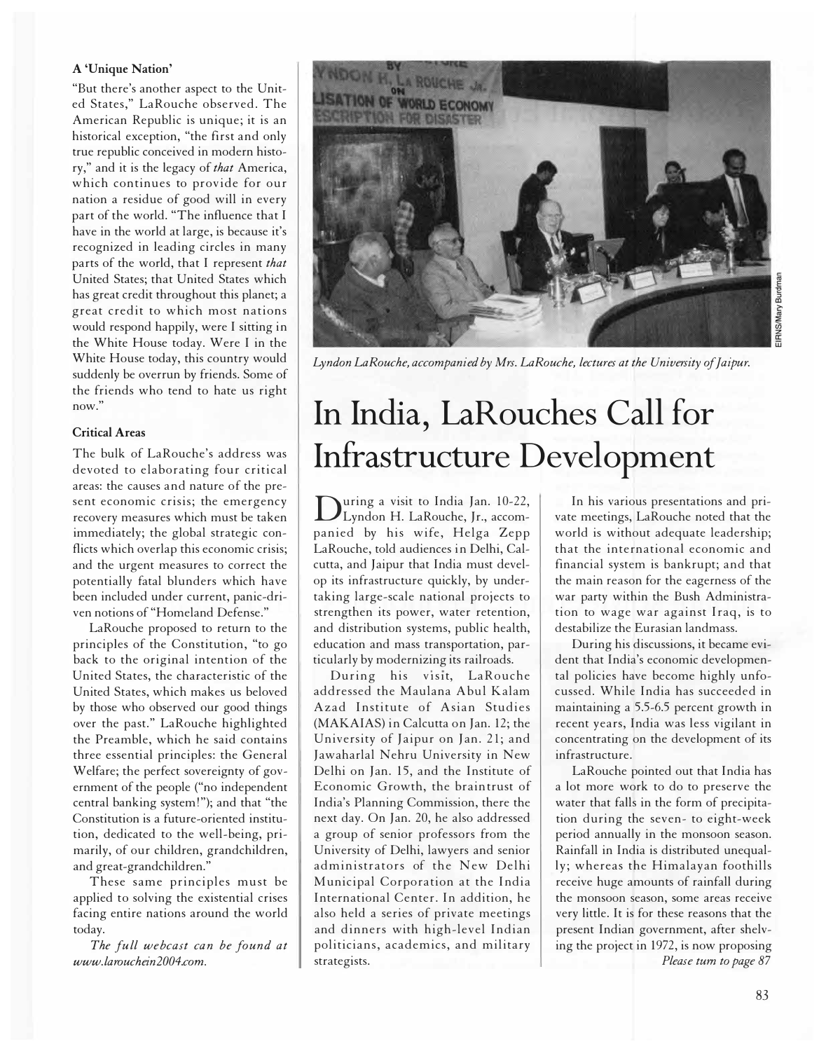### A 'Unique Nation'

"But there's another aspect to the United States," LaRouche observed. The American Republic is unique; it is an historical exception, "the first and only true republic conceived in modern history," and it is the legacy of *that* America, which continues to provide for our nation a residue of good will in every part of the world. "The influence that I have in the world at large, is because it's recognized in leading circles in many parts of the world, that I represent *that* United States; that United States which has great credit throughout this planet; a great credit to which most nations would respond happily, were I sitting in the White House today. Were I in the White House today, this country would suddenly be overrun by friends. Some of the friends who tend to hate us right now."

### Critical Areas

The bulk of LaRouche's address was devoted to elaborating four critical areas: the causes and nature of the present economic crisis; the emergency recovery measures which must be taken immediately; the global strategic conflicts which overlap this economic crisis; and the urgent measures to correct the potentially fatal blunders which have been included under current, panic-driven notions of "Homeland Defense."

LaRouche proposed to return to the principles of the Constitution, "to go back to the original intention of the United States, the characteristic of the United States, which makes us beloved by those who observed our good things over the past." LaRouche highlighted the Preamble, which he said contains three essential principles: the General Welfare; the perfect sovereignty of government of the people ("no independent central banking system!"); and that "the Constitution is a future-oriented institution, dedicated to the well-being, primarily, of our children, grandchildren, and great-grandchildren."

These same principles must be applied to solving the existential crises facing entire nations around the world today.

*The full webcast can be found at www.larouchein2004.com.*

*Lyndon LaRouche, accompanied by Mrs. LaRouche, lectures at the University of Jaipur.*

EIRNS/Mary Burdman

# In India, LaRouches Call for Infrastructure Development

During a visit to India Jan. 10-22, Lyndon H. LaRouche, Jr., accompanied by his wife, Helga Zepp LaRouche, told audiences in Delhi, Calcutta, and Jaipur that India must develop its infrastructure quickly, by undertaking large-scale national projects to strengthen its power, water retention, and distribution systems, public health, education and mass transportation, particularly by modernizing its railroads.

During his visit, LaRouche addressed the Maulana Abul Kalam Azad Institute of Asian Studies (MAKAIAS) in Calcutta on Jan. 12; the University of Jaipur on Jan. 21; and Jawaharlal Nehru University in New Delhi on Jan. 15, and the Institute of Economic Growth, the braintrust of India's Planning Commission, there the next day. On Jan. 20, he also addressed a group of senior professors from the University of Delhi, lawyers and senior administrators of the New Delhi Municipal Corporation at the India International Center. In addition, he also held a series of private meetings and dinners with high-level Indian politicians, academics, and military strategists.

In his various presentations and private meetings, LaRouche noted that the world is without adequate leadership; that the international economic and financial system is bankrupt; and that the main reason for the eagerness of the war party within the Bush Administration to wage war against Iraq, is to destabilize the Eurasian landmass.

During his discussions, it became evident that India's economic developmental policies have become highly unfocussed. While India has succeeded in maintaining a 5.5-6.5 percent growth in recent years, India was less vigilant in concentrating on the development of its infrastructure.

LaRouche pointed out that India has a lot more work to do to preserve the water that falls in the form of precipitation during the seven- to eight-week period annually in the monsoon season. Rainfall in India is distributed unequally; whereas the Himalayan foothills receive huge amounts of rainfall during the monsoon season, some areas receive very little. It is for these reasons that the present Indian government, after shelving the project in 1972, is now proposing

*Please turn to page 87*